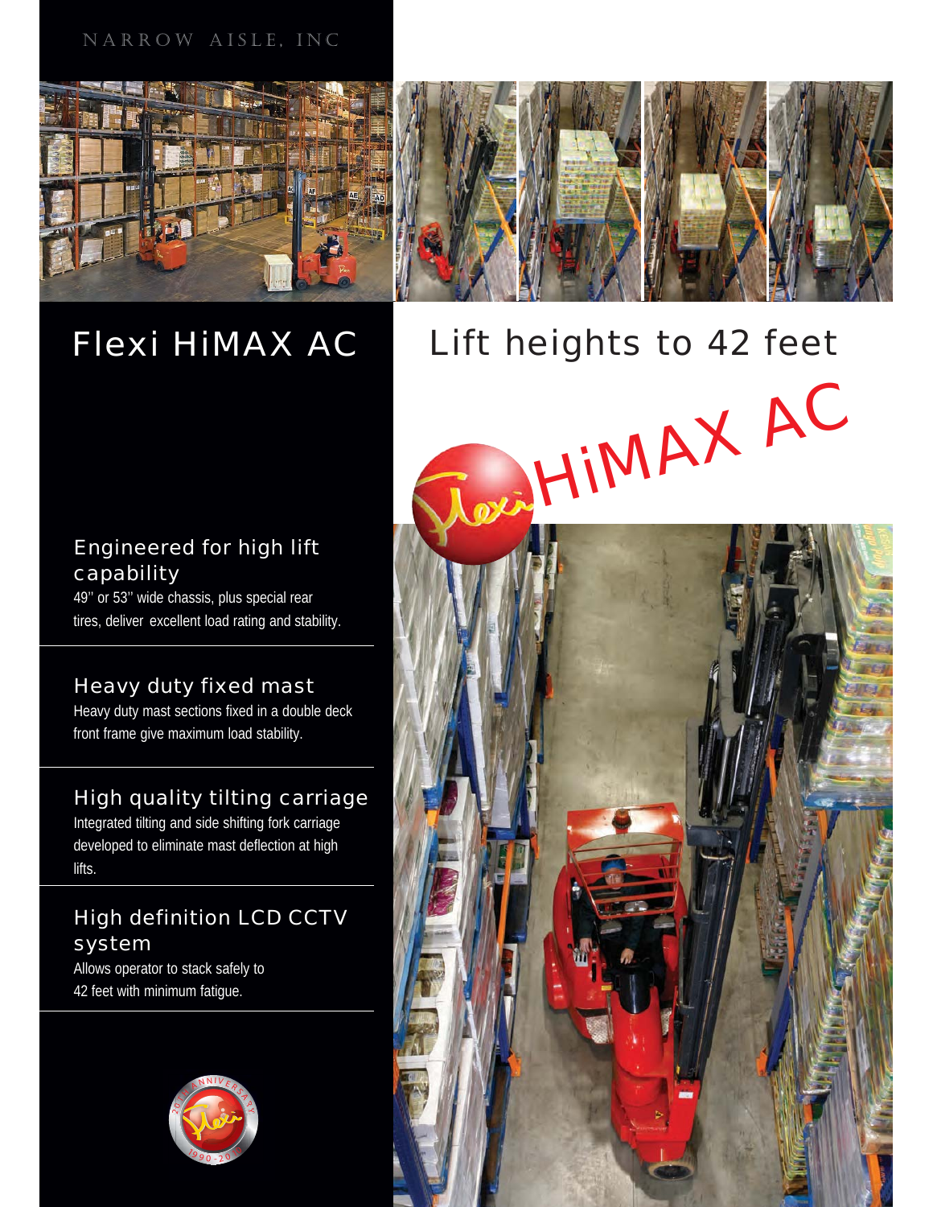NARROW AISLE, INC

# Flexi HiMAX AC

## Lift heights to 42 feet

HiMAX AC

### Engineered for high lift capability

49'' or 53'' wide chassis, plus special rear tires, deliver excellent load rating and stability.

### Heavy duty fixed mast

Heavy duty mast sections fixed in a double deck front frame give maximum load stability.

### High quality tilting carriage

Integrated tilting and side shifting fork carriage developed to eliminate mast deflection at high lifts.

### High definition LCD CCTV system

Allows operator to stack safely to 42 feet with minimum fatigue.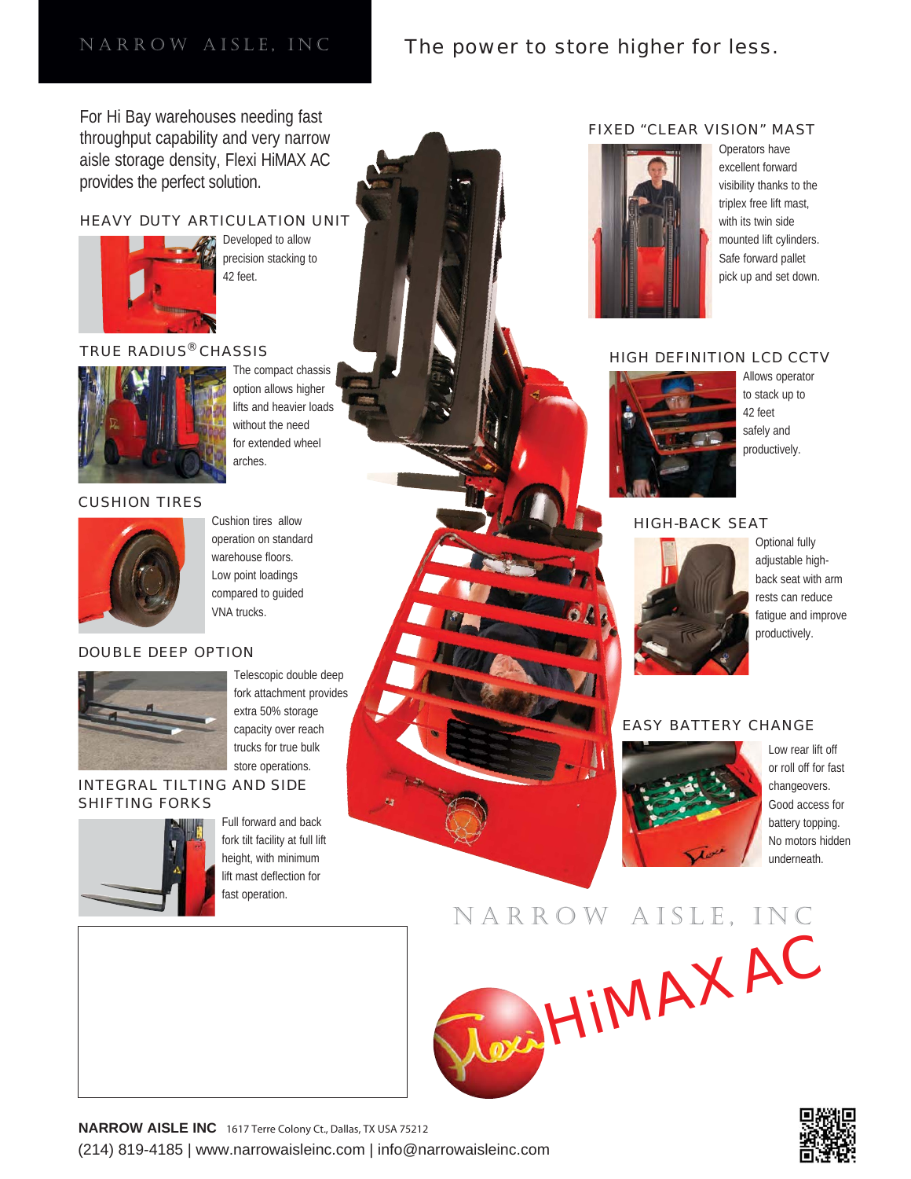NARROW AISLE, INC

The power to store higher for less.

For Hi Bay warehouses needing fast throughput capability and very narrow aisle storage density, Flexi HiMAX AC provides the perfect solution.

## HEAVY DUTY ARTICULATION UNIT

Developed to allow precision stacking to 42 feet.

## TRUE RADIUS® CHASSIS

The compact chassis option allows higher lifts and heavier loads without the need for extended wheel arches.

## CUSHION TIRES

Cushion tires allow operation on standard warehouse floors. Low point loadings compared to guided VNA trucks.

## DOUBLE DEEP OPTION

Telescopic double deep fork attachment provides extra 50% storage capacity over reach trucks for true bulk store operations.

## INTEGRAL TILTING AND SIDE SHIFTING FORKS

Full forward and back fork tilt facility at full lift height, with minimum lift mast deflection for fast operation.

## FIXED "CLEAR VISION" MAST

Operators have excellent forward visibility thanks to the triplex free lift mast, with its twin side mounted lift cylinders. Safe forward pallet pick up and set down.

## HIGH DEFINITION LCD CCTV

Allows operator to stack up to 42 feet safely and productively.

## HIGH-BACK SEAT

Optional fully adjustable high-back seat with arm rests can reduce fatigue and improve productively.

## EASY BATTERY CHANGE

Low rear lift off or roll off for fast changeovers. Good access for battery topping. No motors hidden underneath.

NARROW AISLE, INC

Flexi HiMAX AC

**NARROW AISLE INC** 1617 Terre Colony Ct., Dallas, TX USA 75212

(214) 819-4185 | www.narrowaisleinc.com | info@narrowaisleinc.com